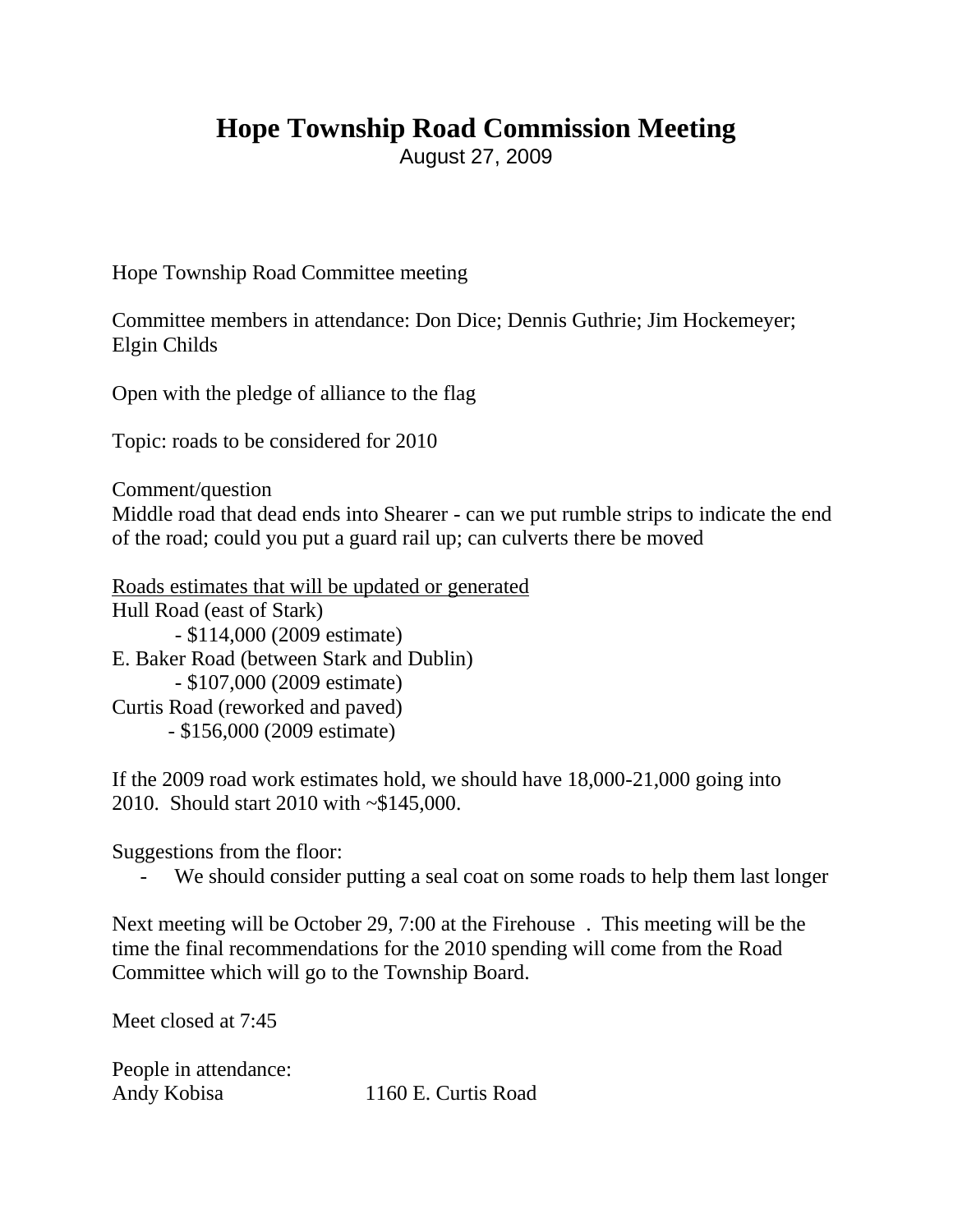# Hope Township Road Commission Meeting

August 27, 2009

Hope Township Road Committee meeting

Committee members in attendance: Don Dice; Dennis Guthrie; Jim Hockemeyer; Elgin Childs

Open with the pledge of alliance to the flag

Topic: roads to be considered for 2010

Comment/question
Middle road that dead ends into Shearer - can we put rumble strips to indicate the end of the road; could you put a guard rail up; can culverts there be moved

<u>Roads estimates that will be updated or generated</u>
Hull Road (east of Stark)
- $114,000 (2009 estimate)

E. Baker Road (between Stark and Dublin)
- $107,000 (2009 estimate)

Curtis Road (reworked and paved)
- $156,000 (2009 estimate)

If the 2009 road work estimates hold, we should have 18,000-21,000 going into 2010. Should start 2010 with ~$145,000.

Suggestions from the floor:

- We should consider putting a seal coat on some roads to help them last longer

Next meeting will be October 29, 7:00 at the Firehouse . This meeting will be the time the final recommendations for the 2010 spending will come from the Road Committee which will go to the Township Board.

Meet closed at 7:45

People in attendance:
Andy Kobisa 1160 E. Curtis Road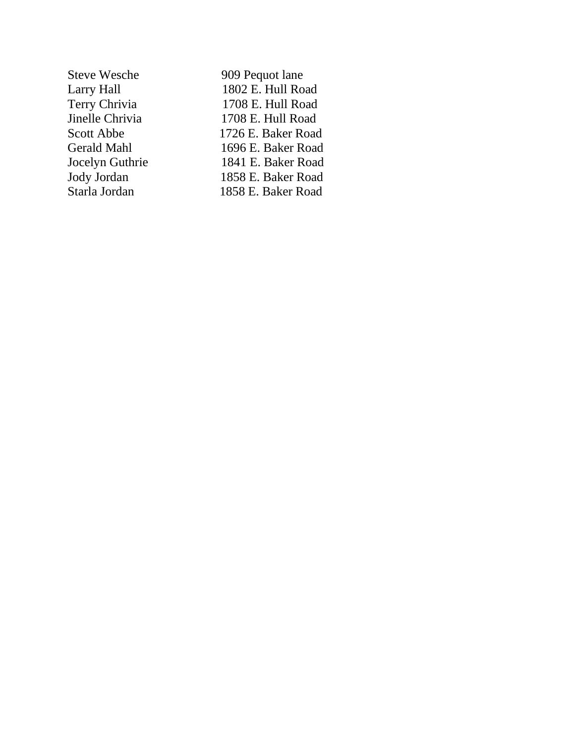| | |
|---|---|
| Steve Wesche | 909 Pequot lane |
| Larry Hall | 1802 E. Hull Road |
| Terry Chrivia | 1708 E. Hull Road |
| Jinelle Chrivia | 1708 E. Hull Road |
| Scott Abbe | 1726 E. Baker Road |
| Gerald Mahl | 1696 E. Baker Road |
| Jocelyn Guthrie | 1841 E. Baker Road |
| Jody Jordan | 1858 E. Baker Road |
| Starla Jordan | 1858 E. Baker Road |